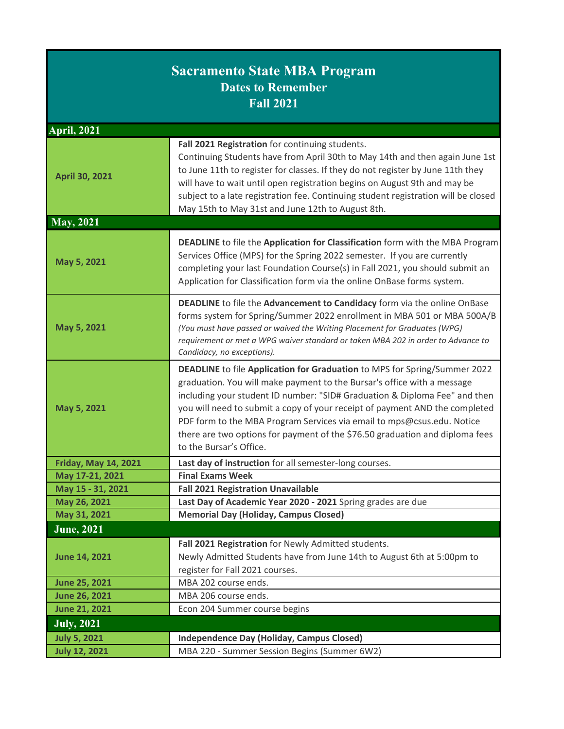# Sacramento State MBA Program
## Dates to Remember
## Fall 2021

| Date | Event |
|---|---|
| **April, 2021** | |
| **April 30, 2021** | **Fall 2021 Registration** for continuing students.<br>Continuing Students have from April 30th to May 14th and then again June 1st to June 11th to register for classes. If they do not register by June 11th they will have to wait until open registration begins on August 9th and may be subject to a late registration fee. Continuing student registration will be closed May 15th to May 31st and June 12th to August 8th. |
| **May, 2021** | |
| **May 5, 2021** | **DEADLINE** to file the **Application for Classification** form with the MBA Program Services Office (MPS) for the Spring 2022 semester. If you are currently completing your last Foundation Course(s) in Fall 2021, you should submit an Application for Classification form via the online OnBase forms system. |
| **May 5, 2021** | **DEADLINE** to file the **Advancement to Candidacy** form via the online OnBase forms system for Spring/Summer 2022 enrollment in MBA 501 or MBA 500A/B *(You must have passed or waived the Writing Placement for Graduates (WPG) requirement or met a WPG waiver standard or taken MBA 202 in order to Advance to Candidacy, no exceptions).* |
| **May 5, 2021** | **DEADLINE** to file **Application for Graduation** to MPS for Spring/Summer 2022 graduation. You will make payment to the Bursar's office with a message including your student ID number: "SID# Graduation & Diploma Fee" and then you will need to submit a copy of your receipt of payment AND the completed PDF form to the MBA Program Services via email to mps@csus.edu. Notice there are two options for payment of the $76.50 graduation and diploma fees to the Bursar's Office. |
| **Friday, May 14, 2021** | **Last day of instruction** for all semester-long courses. |
| **May 17-21, 2021** | **Final Exams Week** |
| **May 15 - 31, 2021** | **Fall 2021 Registration Unavailable** |
| **May 26, 2021** | **Last Day of Academic Year 2020 - 2021** Spring grades are due |
| **May 31, 2021** | **Memorial Day (Holiday, Campus Closed)** |
| **June, 2021** | |
| **June 14, 2021** | **Fall 2021 Registration** for Newly Admitted students.<br>Newly Admitted Students have from June 14th to August 6th at 5:00pm to register for Fall 2021 courses. |
| **June 25, 2021** | MBA 202 course ends. |
| **June 26, 2021** | MBA 206 course ends. |
| **June 21, 2021** | Econ 204 Summer course begins |
| **July, 2021** | |
| **July 5, 2021** | **Independence Day (Holiday, Campus Closed)** |
| **July 12, 2021** | MBA 220 - Summer Session Begins (Summer 6W2) |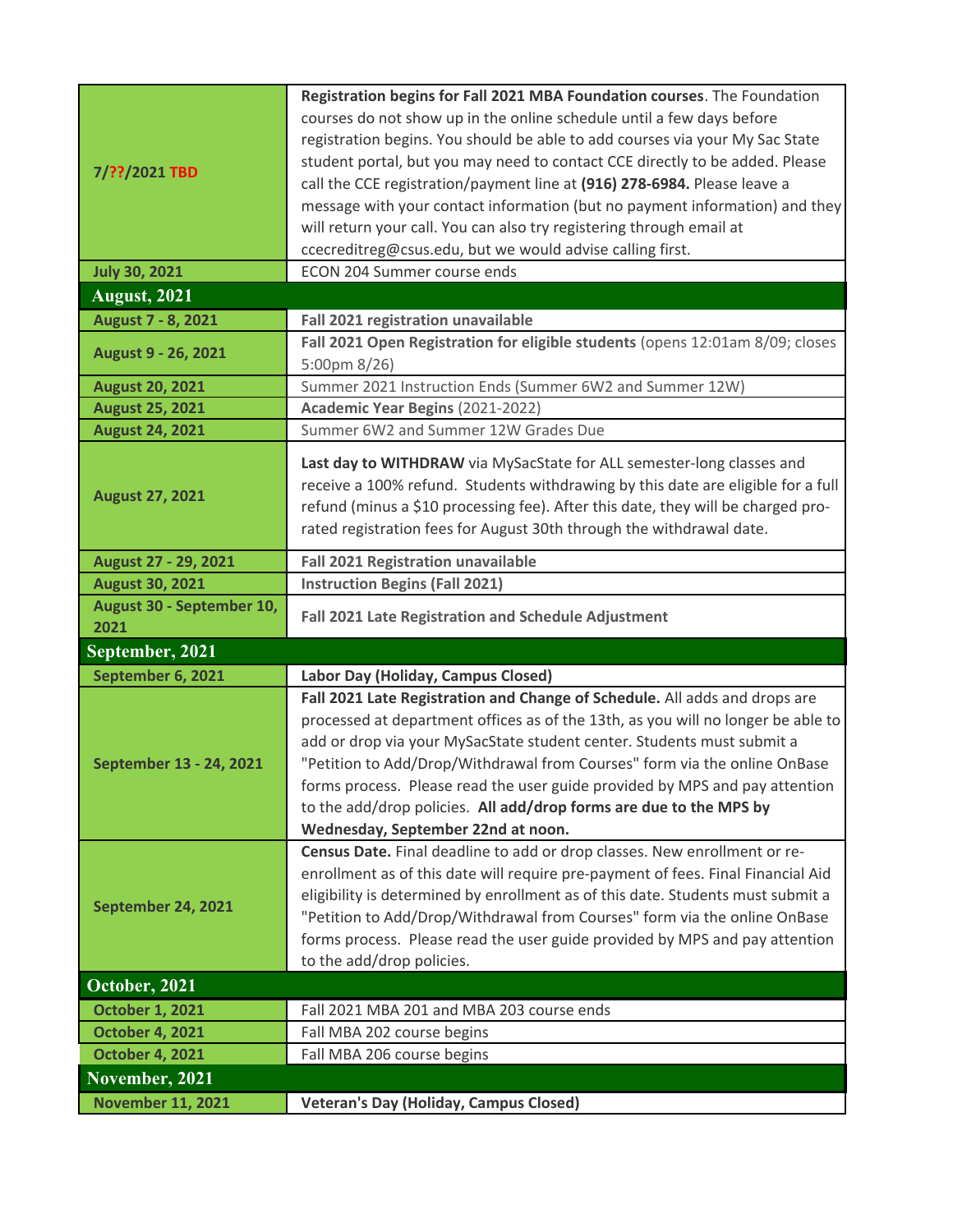| | |
|---|---|
| **7/??/2021 TBD** | **Registration begins for Fall 2021 MBA Foundation courses**. The Foundation courses do not show up in the online schedule until a few days before registration begins. You should be able to add courses via your My Sac State student portal, but you may need to contact CCE directly to be added. Please call the CCE registration/payment line at **(916) 278-6984.** Please leave a message with your contact information (but no payment information) and they will return your call. You can also try registering through email at ccecreditreg@csus.edu, but we would advise calling first. |
| **July 30, 2021** | ECON 204 Summer course ends |
| **August, 2021** | |
| **August 7 - 8, 2021** | **Fall 2021 registration unavailable** |
| **August 9 - 26, 2021** | **Fall 2021 Open Registration for eligible students** (opens 12:01am 8/09; closes 5:00pm 8/26) |
| **August 20, 2021** | Summer 2021 Instruction Ends (Summer 6W2 and Summer 12W) |
| **August 25, 2021** | **Academic Year Begins** (2021-2022) |
| **August 24, 2021** | Summer 6W2 and Summer 12W Grades Due |
| **August 27, 2021** | **Last day to WITHDRAW** via MySacState for ALL semester-long classes and receive a 100% refund. Students withdrawing by this date are eligible for a full refund (minus a $10 processing fee). After this date, they will be charged pro-rated registration fees for August 30th through the withdrawal date. |
| **August 27 - 29, 2021** | **Fall 2021 Registration unavailable** |
| **August 30, 2021** | **Instruction Begins (Fall 2021)** |
| **August 30 - September 10, 2021** | **Fall 2021 Late Registration and Schedule Adjustment** |
| **September, 2021** | |
| **September 6, 2021** | **Labor Day (Holiday, Campus Closed)** |
| **September 13 - 24, 2021** | **Fall 2021 Late Registration and Change of Schedule.** All adds and drops are processed at department offices as of the 13th, as you will no longer be able to add or drop via your MySacState student center. Students must submit a "Petition to Add/Drop/Withdrawal from Courses" form via the online OnBase forms process. Please read the user guide provided by MPS and pay attention to the add/drop policies. **All add/drop forms are due to the MPS by Wednesday, September 22nd at noon.** |
| **September 24, 2021** | **Census Date.** Final deadline to add or drop classes. New enrollment or re-enrollment as of this date will require pre-payment of fees. Final Financial Aid eligibility is determined by enrollment as of this date. Students must submit a "Petition to Add/Drop/Withdrawal from Courses" form via the online OnBase forms process. Please read the user guide provided by MPS and pay attention to the add/drop policies. |
| **October, 2021** | |
| **October 1, 2021** | Fall 2021 MBA 201 and MBA 203 course ends |
| **October 4, 2021** | Fall MBA 202 course begins |
| **October 4, 2021** | Fall MBA 206 course begins |
| **November, 2021** | |
| **November 11, 2021** | **Veteran's Day (Holiday, Campus Closed)** |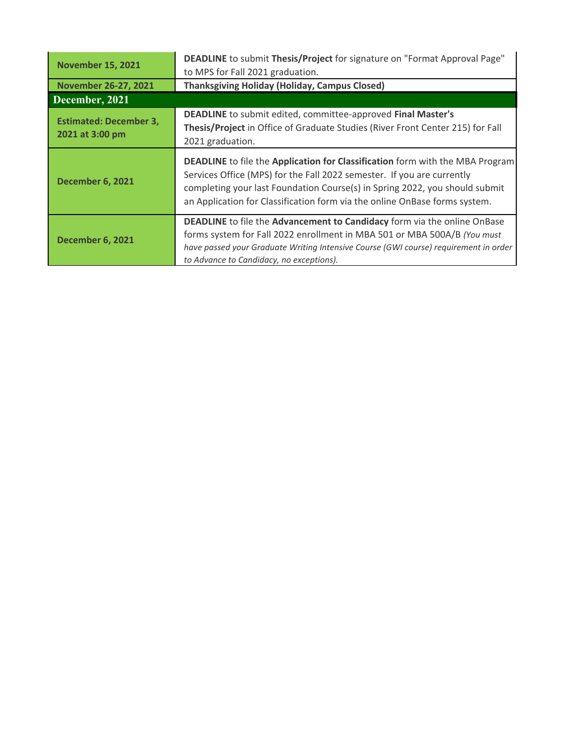| | |
|---|---|
| **November 15, 2021** | **DEADLINE** to submit **Thesis/Project** for signature on "Format Approval Page" to MPS for Fall 2021 graduation. |
| **November 26-27, 2021** | **Thanksgiving Holiday (Holiday, Campus Closed)** |
| **December, 2021** | |
| **Estimated: December 3, 2021 at 3:00 pm** | **DEADLINE** to submit edited, committee-approved **Final Master's Thesis/Project** in Office of Graduate Studies (River Front Center 215) for Fall 2021 graduation. |
| **December 6, 2021** | **DEADLINE** to file the **Application for Classification** form with the MBA Program Services Office (MPS) for the Fall 2022 semester. If you are currently completing your last Foundation Course(s) in Spring 2022, you should submit an Application for Classification form via the online OnBase forms system. |
| **December 6, 2021** | **DEADLINE** to file the **Advancement to Candidacy** form via the online OnBase forms system for Fall 2022 enrollment in MBA 501 or MBA 500A/B *(You must have passed your Graduate Writing Intensive Course (GWI course) requirement in order to Advance to Candidacy, no exceptions).* |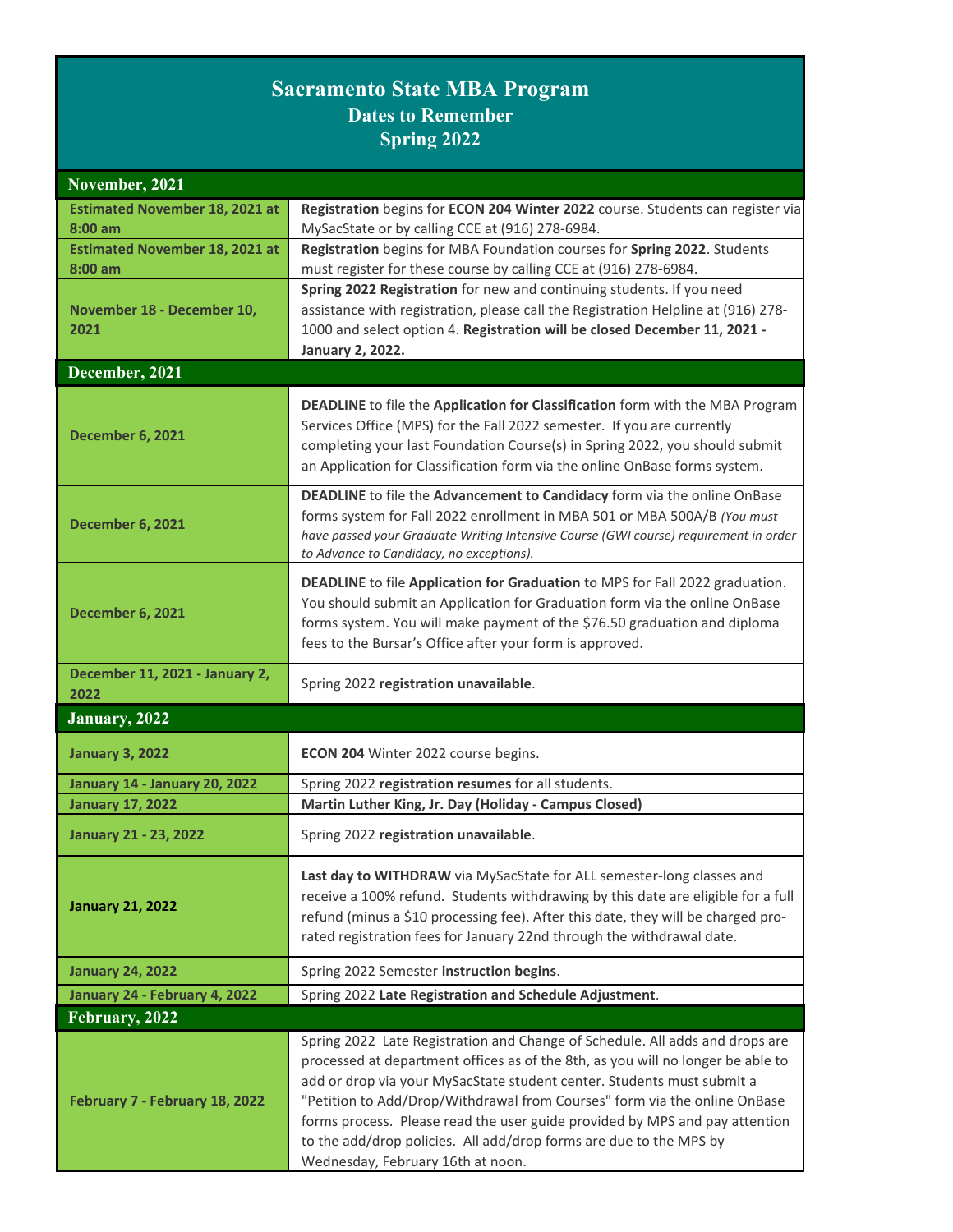# Sacramento State MBA Program

## Dates to Remember

## Spring 2022

| November, 2021 | |
|---|---|
| **Estimated November 18, 2021 at 8:00 am** | **Registration** begins for **ECON 204 Winter 2022** course. Students can register via MySacState or by calling CCE at (916) 278-6984. |
| **Estimated November 18, 2021 at 8:00 am** | **Registration** begins for MBA Foundation courses for **Spring 2022**. Students must register for these course by calling CCE at (916) 278-6984. |
| **November 18 - December 10, 2021** | **Spring 2022 Registration** for new and continuing students. If you need assistance with registration, please call the Registration Helpline at (916) 278-1000 and select option 4. **Registration will be closed December 11, 2021 - January 2, 2022.** |
| **December, 2021** | |
| **December 6, 2021** | **DEADLINE** to file the **Application for Classification** form with the MBA Program Services Office (MPS) for the Fall 2022 semester. If you are currently completing your last Foundation Course(s) in Spring 2022, you should submit an Application for Classification form via the online OnBase forms system. |
| **December 6, 2021** | **DEADLINE** to file the **Advancement to Candidacy** form via the online OnBase forms system for Fall 2022 enrollment in MBA 501 or MBA 500A/B *(You must have passed your Graduate Writing Intensive Course (GWI course) requirement in order to Advance to Candidacy, no exceptions).* |
| **December 6, 2021** | **DEADLINE** to file **Application for Graduation** to MPS for Fall 2022 graduation. You should submit an Application for Graduation form via the online OnBase forms system. You will make payment of the $76.50 graduation and diploma fees to the Bursar's Office after your form is approved. |
| **December 11, 2021 - January 2, 2022** | Spring 2022 **registration unavailable**. |
| **January, 2022** | |
| **January 3, 2022** | **ECON 204** Winter 2022 course begins. |
| **January 14 - January 20, 2022** | Spring 2022 **registration resumes** for all students. |
| **January 17, 2022** | **Martin Luther King, Jr. Day (Holiday - Campus Closed)** |
| **January 21 - 23, 2022** | Spring 2022 **registration unavailable**. |
| **January 21, 2022** | **Last day to WITHDRAW** via MySacState for ALL semester-long classes and receive a 100% refund. Students withdrawing by this date are eligible for a full refund (minus a $10 processing fee). After this date, they will be charged pro-rated registration fees for January 22nd through the withdrawal date. |
| **January 24, 2022** | Spring 2022 Semester **instruction begins**. |
| **January 24 - February 4, 2022** | Spring 2022 **Late Registration and Schedule Adjustment**. |
| **February, 2022** | |
| **February 7 - February 18, 2022** | Spring 2022 Late Registration and Change of Schedule. All adds and drops are processed at department offices as of the 8th, as you will no longer be able to add or drop via your MySacState student center. Students must submit a "Petition to Add/Drop/Withdrawal from Courses" form via the online OnBase forms process. Please read the user guide provided by MPS and pay attention to the add/drop policies. All add/drop forms are due to the MPS by Wednesday, February 16th at noon. |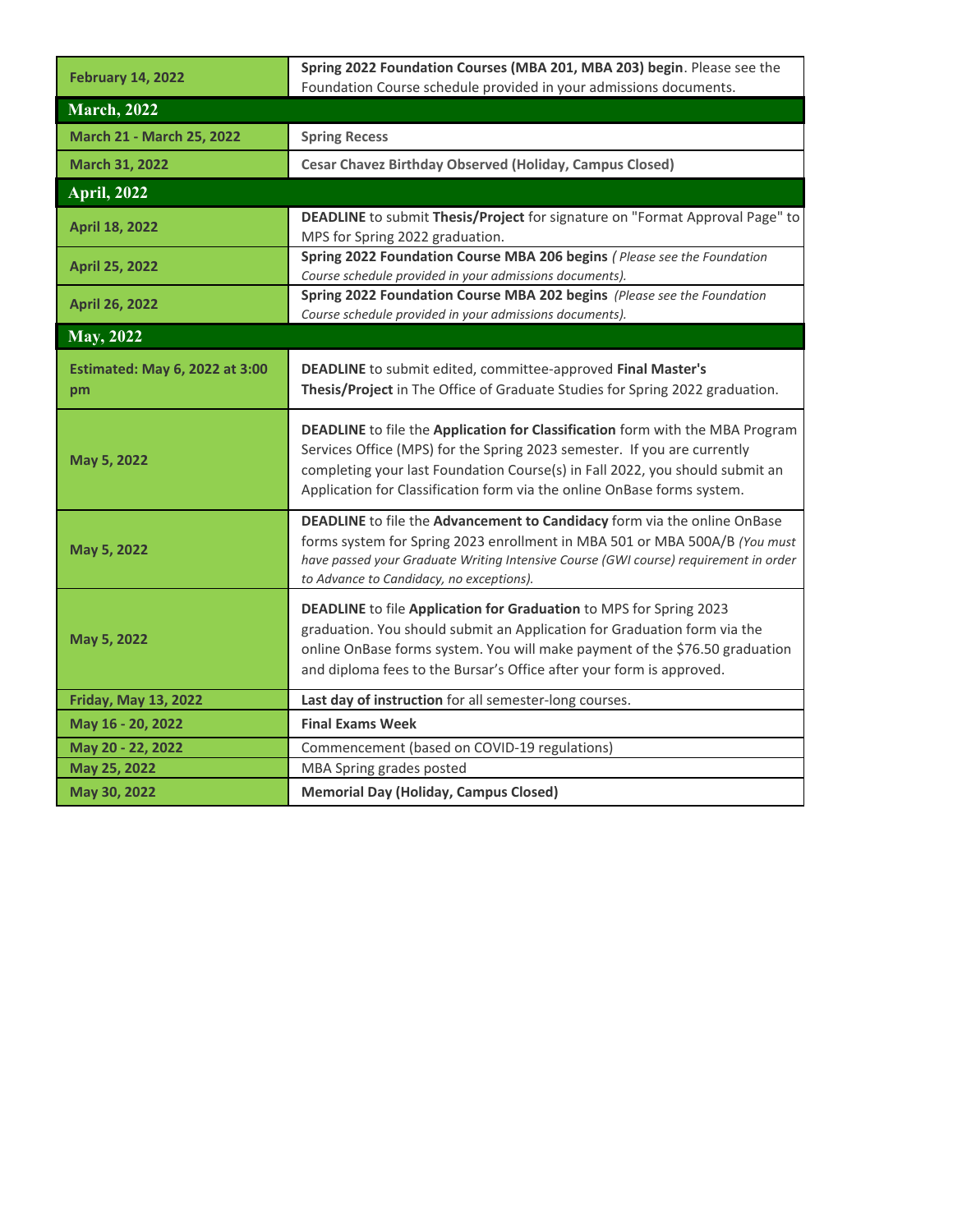| | |
|---|---|
| **February 14, 2022** | **Spring 2022 Foundation Courses (MBA 201, MBA 203) begin**. Please see the Foundation Course schedule provided in your admissions documents. |
| **March, 2022** | |
| **March 21 - March 25, 2022** | **Spring Recess** |
| **March 31, 2022** | **Cesar Chavez Birthday Observed (Holiday, Campus Closed)** |
| **April, 2022** | |
| **April 18, 2022** | **DEADLINE** to submit **Thesis/Project** for signature on "Format Approval Page" to MPS for Spring 2022 graduation. |
| **April 25, 2022** | **Spring 2022 Foundation Course MBA 206 begins** *( Please see the Foundation Course schedule provided in your admissions documents).* |
| **April 26, 2022** | **Spring 2022 Foundation Course MBA 202 begins** *(Please see the Foundation Course schedule provided in your admissions documents).* |
| **May, 2022** | |
| **Estimated: May 6, 2022 at 3:00 pm** | **DEADLINE** to submit edited, committee-approved **Final Master's Thesis/Project** in The Office of Graduate Studies for Spring 2022 graduation. |
| **May 5, 2022** | **DEADLINE** to file the **Application for Classification** form with the MBA Program Services Office (MPS) for the Spring 2023 semester. If you are currently completing your last Foundation Course(s) in Fall 2022, you should submit an Application for Classification form via the online OnBase forms system. |
| **May 5, 2022** | **DEADLINE** to file the **Advancement to Candidacy** form via the online OnBase forms system for Spring 2023 enrollment in MBA 501 or MBA 500A/B *(You must have passed your Graduate Writing Intensive Course (GWI course) requirement in order to Advance to Candidacy, no exceptions).* |
| **May 5, 2022** | **DEADLINE** to file **Application for Graduation** to MPS for Spring 2023 graduation. You should submit an Application for Graduation form via the online OnBase forms system. You will make payment of the $76.50 graduation and diploma fees to the Bursar's Office after your form is approved. |
| **Friday, May 13, 2022** | **Last day of instruction** for all semester-long courses. |
| **May 16 - 20, 2022** | **Final Exams Week** |
| **May 20 - 22, 2022** | Commencement (based on COVID-19 regulations) |
| **May 25, 2022** | MBA Spring grades posted |
| **May 30, 2022** | **Memorial Day (Holiday, Campus Closed)** |